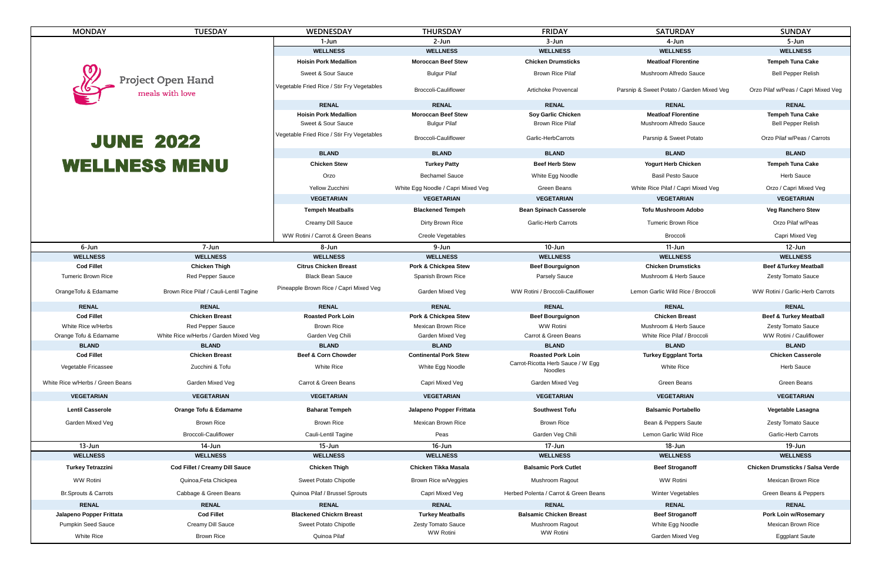# JUNE 2022 WELLNESS MENU

Project Open Hand — meals with love

| MONDAY | TUESDAY | WEDNESDAY | THURSDAY | FRIDAY | SATURDAY | SUNDAY |
|---|---|---|---|---|---|---|
| | | 1-Jun | 2-Jun | 3-Jun | 4-Jun | 5-Jun |
| | | **WELLNESS** | **WELLNESS** | **WELLNESS** | **WELLNESS** | **WELLNESS** |
| | | **Hoisin Pork Medallion** | **Moroccan Beef Stew** | **Chicken Drumsticks** | **Meatloaf Florentine** | **Tempeh Tuna Cake** |
| | | Sweet & Sour Sauce | Bulgur Pilaf | Brown Rice Pilaf | Mushroom Alfredo Sauce | Bell Pepper Relish |
| | | Vegetable Fried Rice / Stir Fry Vegetables | Broccoli-Cauliflower | Artichoke Provencal | Parsnip & Sweet Potato / Garden Mixed Veg | Orzo Pilaf w/Peas / Capri Mixed Veg |
| | | **RENAL** | **RENAL** | **RENAL** | **RENAL** | **RENAL** |
| | | **Hoisin Pork Medallion** | **Moroccan Beef Stew** | **Soy Garlic Chicken** | **Meatloaf Florentine** | **Tempeh Tuna Cake** |
| | | Sweet & Sour Sauce | Bulgur Pilaf | Brown Rice Pilaf | Mushroom Alfredo Sauce | Bell Pepper Relish |
| | | Vegetable Fried Rice / Stir Fry Vegetables | Broccoli-Cauliflower | Garlic-HerbCarrots | Parsnip & Sweet Potato | Orzo Pilaf w/Peas / Carrots |
| | | **BLAND** | **BLAND** | **BLAND** | **BLAND** | **BLAND** |
| | | **Chicken Stew** | **Turkey Patty** | **Beef Herb Stew** | **Yogurt Herb Chicken** | **Tempeh Tuna Cake** |
| | | Orzo | Bechamel Sauce | White Egg Noodle | Basil Pesto Sauce | Herb Sauce |
| | | Yellow Zucchini | White Egg Noodle / Capri Mixed Veg | Green Beans | White Rice Pilaf / Capri Mixed Veg | Orzo / Capri Mixed Veg |
| | | **VEGETARIAN** | **VEGETARIAN** | **VEGETARIAN** | **VEGETARIAN** | **VEGETARIAN** |
| | | **Tempeh Meatballs** | **Blackened Tempeh** | **Bean Spinach Casserole** | **Tofu Mushroom Adobo** | **Veg Ranchero Stew** |
| | | Creamy Dill Sauce | Dirty Brown Rice | Garlic-Herb Carrots | Tumeric Brown Rice | Orzo Pilaf w/Peas |
| | | WW Rotini / Carrot & Green Beans | Creole Vegetables | | Broccoli | Capri Mixed Veg |
| 6-Jun | 7-Jun | 8-Jun | 9-Jun | 10-Jun | 11-Jun | 12-Jun |
| **WELLNESS** | **WELLNESS** | **WELLNESS** | **WELLNESS** | **WELLNESS** | **WELLNESS** | **WELLNESS** |
| **Cod Fillet** | **Chicken Thigh** | **Citrus Chicken Breast** | **Pork & Chickpea Stew** | **Beef Bourguignon** | **Chicken Drumsticks** | **Beef &Turkey Meatball** |
| Tumeric Brown Rice | Red Pepper Sauce | Black Bean Sauce | Spanish Brown Rice | Parsely Sauce | Mushroom & Herb Sauce | Zesty Tomato Sauce |
| OrangeTofu & Edamame | Brown Rice Pilaf / Cauli-Lentil Tagine | Pineapple Brown Rice / Capri Mixed Veg | Garden Mixed Veg | WW Rotini / Broccoli-Cauliflower | Lemon Garlic Wild Rice / Broccoli | WW Rotini / Garlic-Herb Carrots |
| **RENAL** | **RENAL** | **RENAL** | **RENAL** | **RENAL** | **RENAL** | **RENAL** |
| **Cod Fillet** | **Chicken Breast** | **Roasted Pork Loin** | **Pork & Chickpea Stew** | **Beef Bourguignon** | **Chicken Breast** | **Beef & Turkey Meatball** |
| White Rice w/Herbs | Red Pepper Sauce | Brown Rice | Mexican Brown Rice | WW Rotini | Mushroom & Herb Sauce | Zesty Tomato Sauce |
| Orange Tofu & Edamame | White Rice w/Herbs / Garden Mixed Veg | Garden Veg Chili | Garden Mixed Veg | Carrot & Green Beans | White Rice Pilaf / Broccoli | WW Rotini / Cauliflower |
| **BLAND** | **BLAND** | **BLAND** | **BLAND** | **BLAND** | **BLAND** | **BLAND** |
| **Cod Fillet** | **Chicken Breast** | **Beef & Corn Chowder** | **Continental Pork Stew** | **Roasted Pork Loin** | **Turkey Eggplant Torta** | **Chicken Casserole** |
| Vegetable Fricassee | Zucchini & Tofu | White Rice | White Egg Noodle | Carrot-Ricotta Herb Sauce / W Egg Noodles | White Rice | Herb Sauce |
| White Rice w/Herbs / Green Beans | Garden Mixed Veg | Carrot & Green Beans | Capri Mixed Veg | Garden Mixed Veg | Green Beans | Green Beans |
| **VEGETARIAN** | **VEGETARIAN** | **VEGETARIAN** | **VEGETARIAN** | **VEGETARIAN** | **VEGETARIAN** | **VEGETARIAN** |
| **Lentil Casserole** | **Orange Tofu & Edamame** | **Baharat Tempeh** | **Jalapeno Popper Frittata** | **Southwest Tofu** | **Balsamic Portabello** | **Vegetable Lasagna** |
| Garden Mixed Veg | Brown Rice | Brown Rice | Mexican Brown Rice | Brown Rice | Bean & Peppers Saute | Zesty Tomato Sauce |
| | Broccoli-Cauliflower | Cauli-Lentil Tagine | Peas | Garden Veg Chili | Lemon Garlic Wild Rice | Garlic-Herb Carrots |
| 13-Jun | 14-Jun | 15-Jun | 16-Jun | 17-Jun | 18-Jun | 19-Jun |
| **WELLNESS** | **WELLNESS** | **WELLNESS** | **WELLNESS** | **WELLNESS** | **WELLNESS** | **WELLNESS** |
| **Turkey Tetrazzini** | **Cod Fillet / Creamy Dill Sauce** | **Chicken Thigh** | **Chicken Tikka Masala** | **Balsamic Pork Cutlet** | **Beef Stroganoff** | **Chicken Drumsticks / Salsa Verde** |
| WW Rotini | Quinoa,Feta Chickpea | Sweet Potato Chipotle | Brown Rice w/Veggies | Mushroom Ragout | WW Rotini | Mexican Brown Rice |
| Br.Sprouts & Carrots | Cabbage & Green Beans | Quinoa Pilaf / Brussel Sprouts | Capri Mixed Veg | Herbed Polenta / Carrot & Green Beans | Winter Vegetables | Green Beans & Peppers |
| **RENAL** | **RENAL** | **RENAL** | **RENAL** | **RENAL** | **RENAL** | **RENAL** |
| **Jalapeno Popper Frittata** | **Cod Fillet** | **Blackened Chickrn Breast** | **Turkey Meatballs** | **Balsamic Chicken Breast** | **Beef Stroganoff** | **Pork Loin w/Rosemary** |
| Pumpkin Seed Sauce | Creamy Dill Sauce | Sweet Potato Chipotle | Zesty Tomato Sauce | Mushroom Ragout | White Egg Noodle | Mexican Brown Rice |
| White Rice | Brown Rice | Quinoa Pilaf | WW Rotini | WW Rotini | Garden Mixed Veg | Eggplant Saute |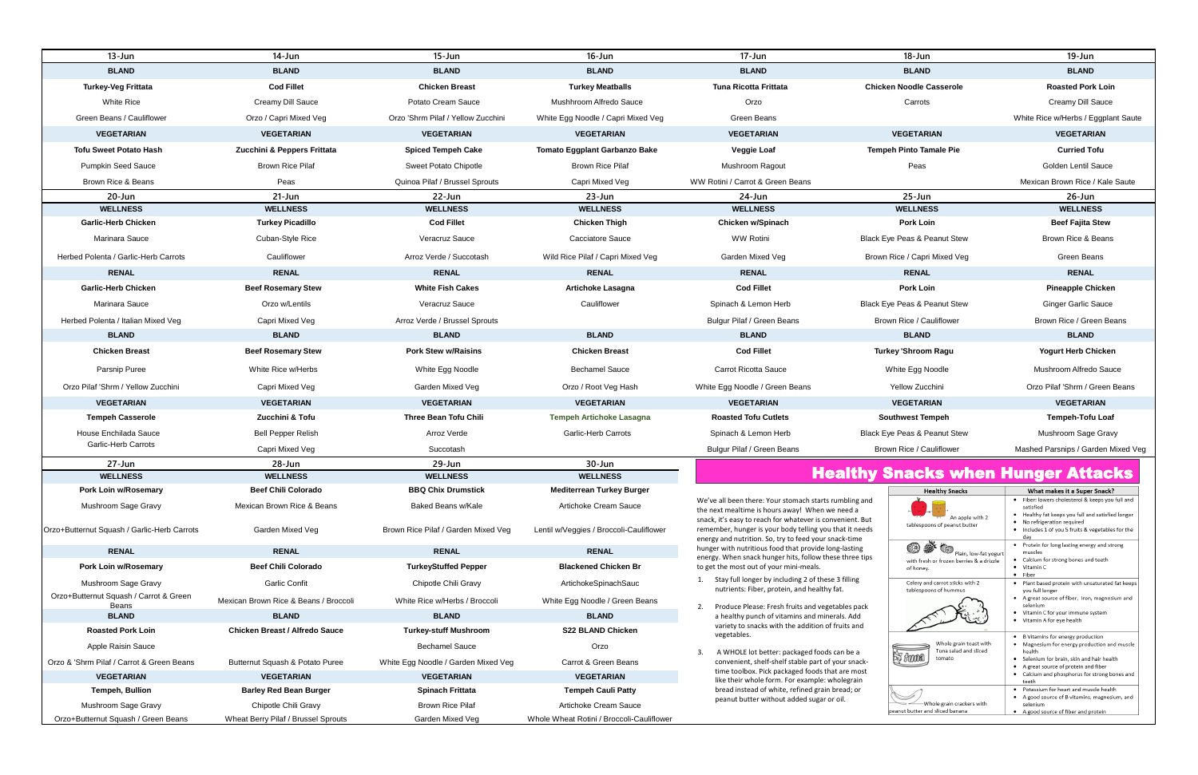| 13-Jun | 14-Jun | 15-Jun | 16-Jun | 17-Jun | 18-Jun | 19-Jun |
|---|---|---|---|---|---|---|
| **BLAND** | **BLAND** | **BLAND** | **BLAND** | **BLAND** | **BLAND** | **BLAND** |
| **Turkey-Veg Frittata** | **Cod Fillet** | **Chicken Breast** | **Turkey Meatballs** | **Tuna Ricotta Frittata** | **Chicken Noodle Casserole** | **Roasted Pork Loin** |
| White Rice | Creamy Dill Sauce | Potato Cream Sauce | Mushhroom Alfredo Sauce | Orzo | Carrots | Creamy Dill Sauce |
| Green Beans / Cauliflower | Orzo / Capri Mixed Veg | Orzo 'Shrm Pilaf / Yellow Zucchini | White Egg Noodle / Capri Mixed Veg | Green Beans | | White Rice w/Herbs / Eggplant Saute |
| **VEGETARIAN** | **VEGETARIAN** | **VEGETARIAN** | **VEGETARIAN** | **VEGETARIAN** | **VEGETARIAN** | **VEGETARIAN** |
| **Tofu Sweet Potato Hash** | **Zucchini & Peppers Frittata** | **Spiced Tempeh Cake** | **Tomato Eggplant Garbanzo Bake** | **Veggie Loaf** | **Tempeh Pinto Tamale Pie** | **Curried Tofu** |
| Pumpkin Seed Sauce | Brown Rice Pilaf | Sweet Potato Chipotle | Brown Rice Pilaf | Mushroom Ragout | Peas | Golden Lentil Sauce |
| Brown Rice & Beans | Peas | Quinoa Pilaf / Brussel Sprouts | Capri Mixed Veg | WW Rotini / Carrot & Green Beans | | Mexican Brown Rice / Kale Saute |

| 20-Jun | 21-Jun | 22-Jun | 23-Jun | 24-Jun | 25-Jun | 26-Jun |
|---|---|---|---|---|---|---|
| **WELLNESS** | **WELLNESS** | **WELLNESS** | **WELLNESS** | **WELLNESS** | **WELLNESS** | **WELLNESS** |
| **Garlic-Herb Chicken** | **Turkey Picadillo** | **Cod Fillet** | **Chicken Thigh** | **Chicken w/Spinach** | **Pork Loin** | **Beef Fajita Stew** |
| Marinara Sauce | Cuban-Style Rice | Veracruz Sauce | Cacciatore Sauce | WW Rotini | Black Eye Peas & Peanut Stew | Brown Rice & Beans |
| Herbed Polenta / Garlic-Herb Carrots | Cauliflower | Arroz Verde / Succotash | Wild Rice Pilaf / Capri Mixed Veg | Garden Mixed Veg | Brown Rice / Capri Mixed Veg | Green Beans |
| **RENAL** | **RENAL** | **RENAL** | **RENAL** | **RENAL** | **RENAL** | **RENAL** |
| **Garlic-Herb Chicken** | **Beef Rosemary Stew** | **White Fish Cakes** | **Artichoke Lasagna** | **Cod Fillet** | **Pork Loin** | **Pineapple Chicken** |
| Marinara Sauce | Orzo w/Lentils | Veracruz Sauce | Cauliflower | Spinach & Lemon Herb | Black Eye Peas & Peanut Stew | Ginger Garlic Sauce |
| Herbed Polenta / Italian Mixed Veg | Capri Mixed Veg | Arroz Verde / Brussel Sprouts | | Bulgur Pilaf / Green Beans | Brown Rice / Cauliflower | Brown Rice / Green Beans |
| **BLAND** | **BLAND** | **BLAND** | **BLAND** | **BLAND** | **BLAND** | **BLAND** |
| **Chicken Breast** | **Beef Rosemary Stew** | **Pork Stew w/Raisins** | **Chicken Breast** | **Cod Fillet** | **Turkey 'Shroom Ragu** | **Yogurt Herb Chicken** |
| Parsnip Puree | White Rice w/Herbs | White Egg Noodle | Bechamel Sauce | Carrot Ricotta Sauce | White Egg Noodle | Mushroom Alfredo Sauce |
| Orzo Pilaf 'Shrm / Yellow Zucchini | Capri Mixed Veg | Garden Mixed Veg | Orzo / Root Veg Hash | White Egg Noodle / Green Beans | Yellow Zucchini | Orzo Pilaf 'Shrm / Green Beans |
| **VEGETARIAN** | **VEGETARIAN** | **VEGETARIAN** | **VEGETARIAN** | **VEGETARIAN** | **VEGETARIAN** | **VEGETARIAN** |
| **Tempeh Casserole** | **Zucchini & Tofu** | **Three Bean Tofu Chili** | **Tempeh Artichoke Lasagna** | **Roasted Tofu Cutlets** | **Southwest Tempeh** | **Tempeh-Tofu Loaf** |
| House Enchilada Sauce | Bell Pepper Relish | Arroz Verde | Garlic-Herb Carrots | Spinach & Lemon Herb | Black Eye Peas & Peanut Stew | Mushroom Sage Gravy |
| Garlic-Herb Carrots | Capri Mixed Veg | Succotash | | Bulgur Pilaf / Green Beans | Brown Rice / Cauliflower | Mashed Parsnips / Garden Mixed Veg |

| 27-Jun | 28-Jun | 29-Jun | 30-Jun |
|---|---|---|---|
| **WELLNESS** | **WELLNESS** | **WELLNESS** | **WELLNESS** |
| **Pork Loin w/Rosemary** | **Beef Chili Colorado** | **BBQ Chix Drumstick** | **Mediterrean Turkey Burger** |
| Mushroom Sage Gravy | Mexican Brown Rice & Beans | Baked Beans w/Kale | Artichoke Cream Sauce |
| Orzo+Butternut Squash / Garlic-Herb Carrots | Garden Mixed Veg | Brown Rice Pilaf / Garden Mixed Veg | Lentil w/Veggies / Broccoli-Cauliflower |
| **RENAL** | **RENAL** | **RENAL** | **RENAL** |
| **Pork Loin w/Rosemary** | **Beef Chili Colorado** | **TurkeyStuffed Pepper** | **Blackened Chicken Br** |
| Mushroom Sage Gravy | Garlic Confit | Chipotle Chili Gravy | ArtichokeSpinachSauc |
| Orzo+Butternut Squash / Carrot & Green Beans | Mexican Brown Rice & Beans / Broccoli | White Rice w/Herbs / Broccoli | White Egg Noodle / Green Beans |
| **BLAND** | **BLAND** | **BLAND** | **BLAND** |
| **Roasted Pork Loin** | **Chicken Breast / Alfredo Sauce** | **Turkey-stuff Mushroom** | **S22 BLAND Chicken** |
| Apple Raisin Sauce | | Bechamel Sauce | Orzo |
| Orzo & 'Shrm Pilaf / Carrot & Green Beans | Butternut Squash & Potato Puree | White Egg Noodle / Garden Mixed Veg | Carrot & Green Beans |
| **VEGETARIAN** | **VEGETARIAN** | **VEGETARIAN** | **VEGETARIAN** |
| **Tempeh, Bullion** | **Barley Red Bean Burger** | **Spinach Frittata** | **Tempeh Cauli Patty** |
| Mushroom Sage Gravy | Chipotle Chili Gravy | Brown Rice Pilaf | Artichoke Cream Sauce |
| Orzo+Butternut Squash / Green Beans | Wheat Berry Pilaf / Brussel Sprouts | Garden Mixed Veg | Whole Wheat Rotini / Broccoli-Cauliflower |

## Healthy Snacks when Hunger Attacks

We've all been there: Your stomach starts rumbling and the next mealtime is hours away! When we need a snack, it's easy to reach for whatever is convenient. But remember, hunger is your body telling you that it needs energy and nutrition. So, try to feed your snack-time hunger with nutritious food that provide long-lasting energy. When snack hunger hits, follow these three tips to get the most out of your mini-meals.

1. Stay full longer by including 2 of these 3 filling nutrients: Fiber, protein, and healthy fat.
2. Produce Please: Fresh fruits and vegetables pack a healthy punch of vitamins and minerals. Add variety to snacks with the addition of fruits and vegetables.
3. A WHOLE lot better: packaged foods can be a convenient, shelf-stable part of your snack-time toolbox. Pick packaged foods that are most like their whole form. For example: wholegrain bread instead of white, refined grain bread; or peanut butter without added sugar or oil.

| Healthy Snacks | What makes it a Super Snack? |
|---|---|
| An apple with 2 tablespoons of peanut butter | • Fiber: lowers cholesterol & keeps you full and satisfied<br>• Healthy fat keeps you full and satisfied longer<br>• No refrigeration required<br>• Includes 1 of you 5 fruits & vegetables for the day |
| Plain, low-fat yogurt with fresh or frozen berries & a drizzle of honey. | • Protein for long lasting energy and strong muscles<br>• Calcium for strong bones and teeth<br>• Vitamin C<br>• Fiber |
| Celery and carrot sticks with 2 tablespoons of hummus | • Plant based protein with unsaturated fat keeps you full longer<br>• A great source of fiber, iron, magnesium and selenium<br>• Vitamin C for your immune system<br>• Vitamin A for eye health |
| Whole grain toast with Tuna salad and sliced tomato | • B Vitamins for energy production<br>• Magnesium for energy production and muscle health<br>• Selenium for brain, skin and hair health<br>• A great source of protein and fiber<br>• Calcium and phosphorus for strong bones and teeth |
| Whole grain crackers with peanut butter and sliced banana | • Potassium for heart and muscle health<br>• A good source of B vitamins, magnesium, and selenium<br>• A good source of fiber and protein |